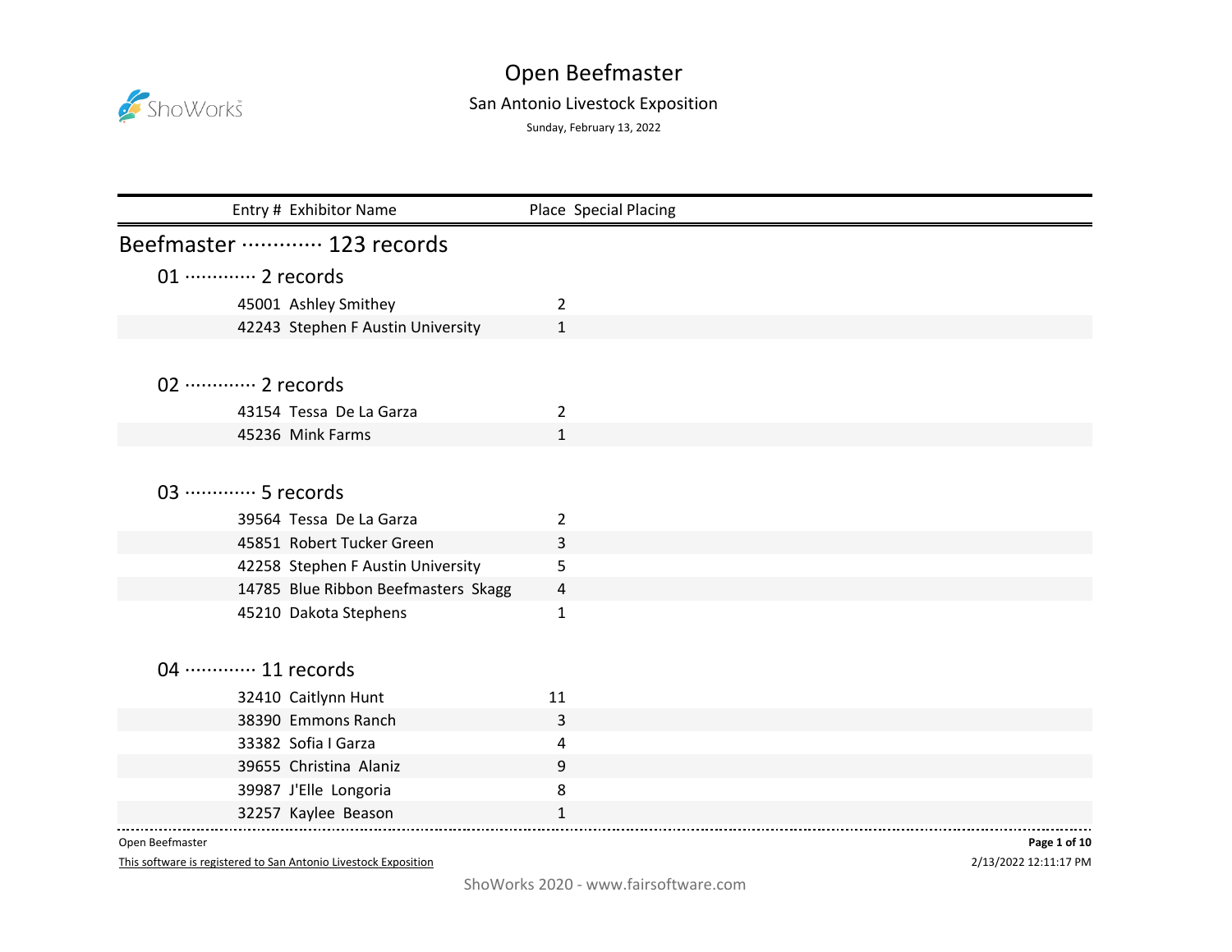# Open Beefmaster

## San Antonio Livestock Exposition

Sunday, February 13, 2022

| Entry # | Exhibitor Name | Place | Special Placing |
|---|---|---|---|

## Beefmaster ············· 123 records

### 01 ············· 2 records

| Entry # | Exhibitor Name | Place | Special Placing |
|---|---|---|---|
| 45001 | Ashley Smithey | 2 | |
| 42243 | Stephen F Austin University | 1 | |

### 02 ············· 2 records

| Entry # | Exhibitor Name | Place | Special Placing |
|---|---|---|---|
| 43154 | Tessa De La Garza | 2 | |
| 45236 | Mink Farms | 1 | |

### 03 ············· 5 records

| Entry # | Exhibitor Name | Place | Special Placing |
|---|---|---|---|
| 39564 | Tessa De La Garza | 2 | |
| 45851 | Robert Tucker Green | 3 | |
| 42258 | Stephen F Austin University | 5 | |
| 14785 | Blue Ribbon Beefmasters Skagg | 4 | |
| 45210 | Dakota Stephens | 1 | |

### 04 ············· 11 records

| Entry # | Exhibitor Name | Place | Special Placing |
|---|---|---|---|
| 32410 | Caitlynn Hunt | 11 | |
| 38390 | Emmons Ranch | 3 | |
| 33382 | Sofia I Garza | 4 | |
| 39655 | Christina Alaniz | 9 | |
| 39987 | J'Elle Longoria | 8 | |
| 32257 | Kaylee Beason | 1 | |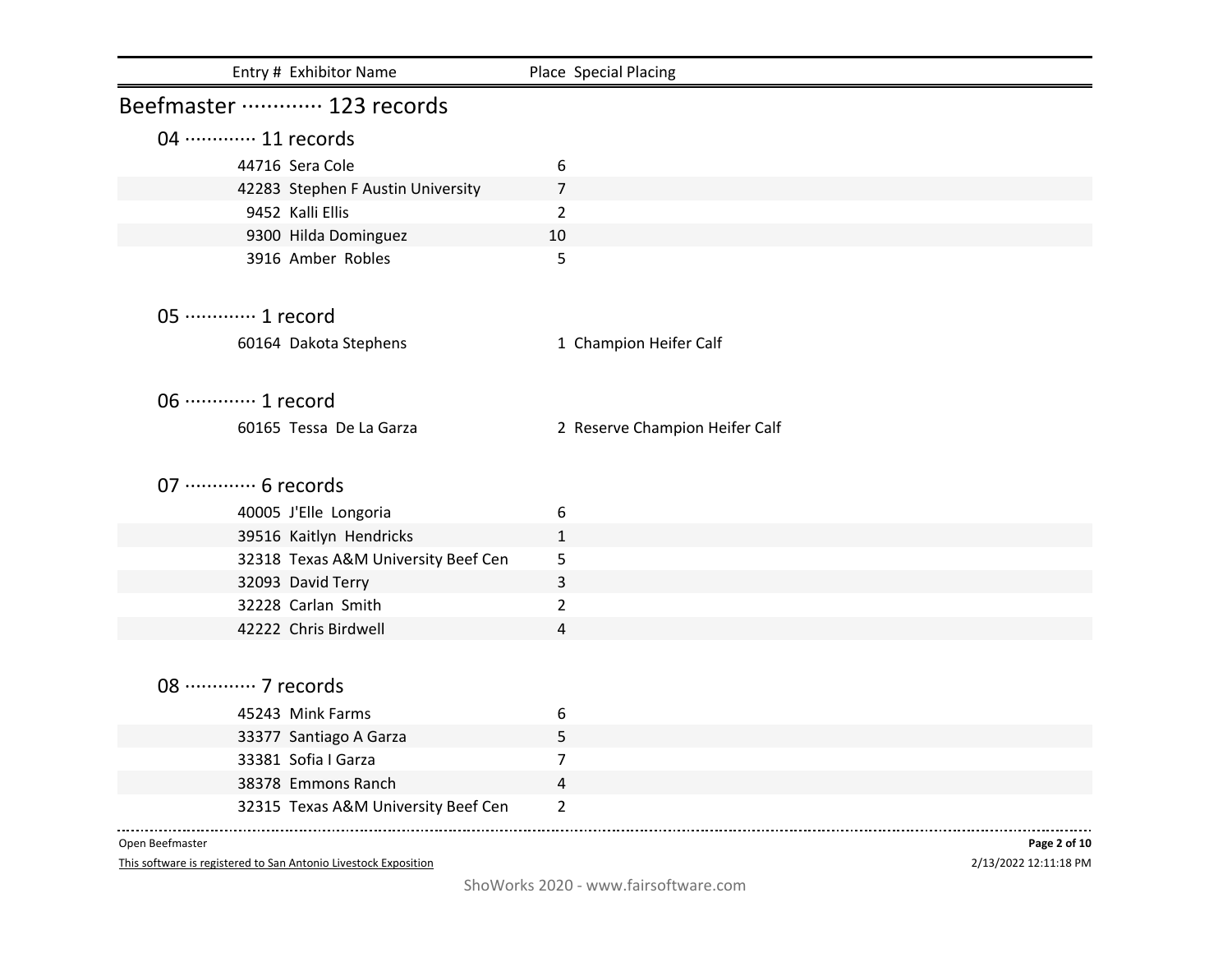| Entry # | Exhibitor Name | Place | Special Placing |
|---|---|---|---|

# Beefmaster ············· 123 records

## 04 ············· 11 records

| Entry # | Exhibitor Name | Place | Special Placing |
|---|---|---|---|
| 44716 | Sera Cole | 6 | |
| 42283 | Stephen F Austin University | 7 | |
| 9452 | Kalli Ellis | 2 | |
| 9300 | Hilda Dominguez | 10 | |
| 3916 | Amber Robles | 5 | |

## 05 ············· 1 record

| Entry # | Exhibitor Name | Place | Special Placing |
|---|---|---|---|
| 60164 | Dakota Stephens | 1 | Champion Heifer Calf |

## 06 ············· 1 record

| Entry # | Exhibitor Name | Place | Special Placing |
|---|---|---|---|
| 60165 | Tessa De La Garza | 2 | Reserve Champion Heifer Calf |

## 07 ············· 6 records

| Entry # | Exhibitor Name | Place | Special Placing |
|---|---|---|---|
| 40005 | J'Elle Longoria | 6 | |
| 39516 | Kaitlyn Hendricks | 1 | |
| 32318 | Texas A&M University Beef Cen | 5 | |
| 32093 | David Terry | 3 | |
| 32228 | Carlan Smith | 2 | |
| 42222 | Chris Birdwell | 4 | |

## 08 ············· 7 records

| Entry # | Exhibitor Name | Place | Special Placing |
|---|---|---|---|
| 45243 | Mink Farms | 6 | |
| 33377 | Santiago A Garza | 5 | |
| 33381 | Sofia I Garza | 7 | |
| 38378 | Emmons Ranch | 4 | |
| 32315 | Texas A&M University Beef Cen | 2 | |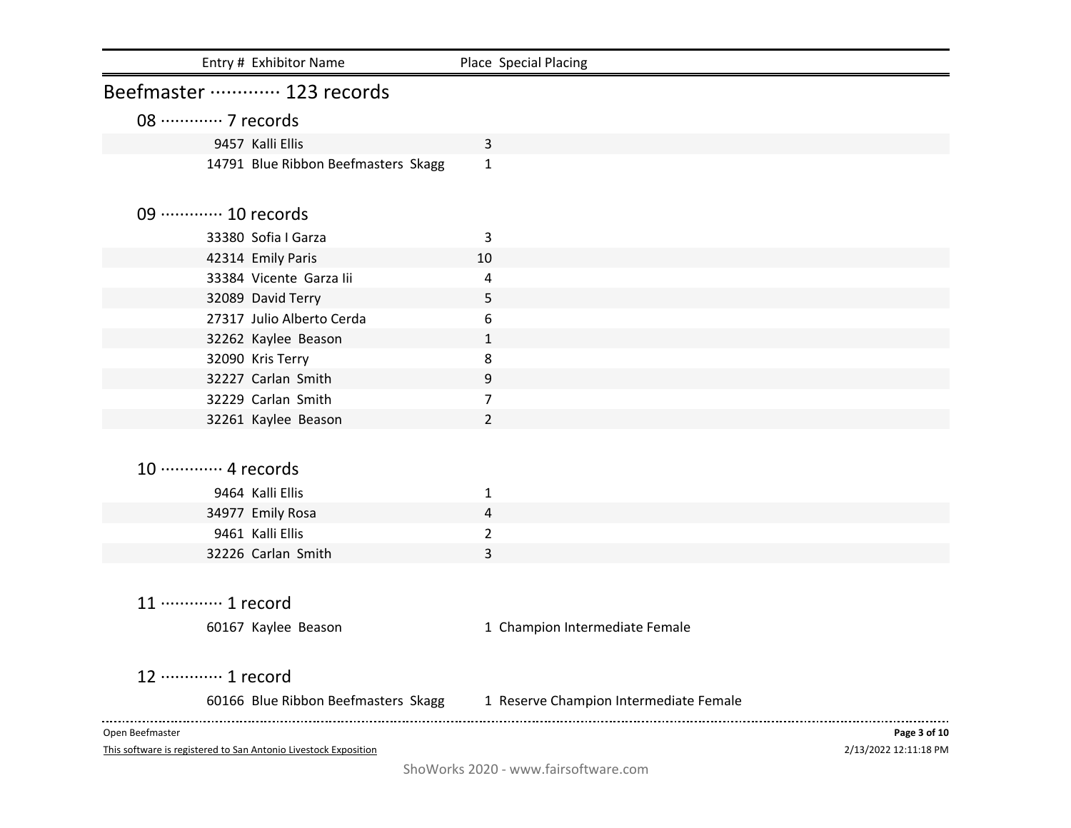| Entry # | Exhibitor Name | Place | Special Placing |
|---|---|---|---|

# Beefmaster ············· 123 records

## 08 ············· 7 records

| Entry # | Exhibitor Name | Place | Special Placing |
|---|---|---|---|
| 9457 | Kalli Ellis | 3 | |
| 14791 | Blue Ribbon Beefmasters Skagg | 1 | |

## 09 ············· 10 records

| Entry # | Exhibitor Name | Place | Special Placing |
|---|---|---|---|
| 33380 | Sofia I Garza | 3 | |
| 42314 | Emily Paris | 10 | |
| 33384 | Vicente Garza Iii | 4 | |
| 32089 | David Terry | 5 | |
| 27317 | Julio Alberto Cerda | 6 | |
| 32262 | Kaylee Beason | 1 | |
| 32090 | Kris Terry | 8 | |
| 32227 | Carlan Smith | 9 | |
| 32229 | Carlan Smith | 7 | |
| 32261 | Kaylee Beason | 2 | |

## 10 ············· 4 records

| Entry # | Exhibitor Name | Place | Special Placing |
|---|---|---|---|
| 9464 | Kalli Ellis | 1 | |
| 34977 | Emily Rosa | 4 | |
| 9461 | Kalli Ellis | 2 | |
| 32226 | Carlan Smith | 3 | |

## 11 ············· 1 record

| Entry # | Exhibitor Name | Place | Special Placing |
|---|---|---|---|
| 60167 | Kaylee Beason | 1 | Champion Intermediate Female |

## 12 ············· 1 record

| Entry # | Exhibitor Name | Place | Special Placing |
|---|---|---|---|
| 60166 | Blue Ribbon Beefmasters Skagg | 1 | Reserve Champion Intermediate Female |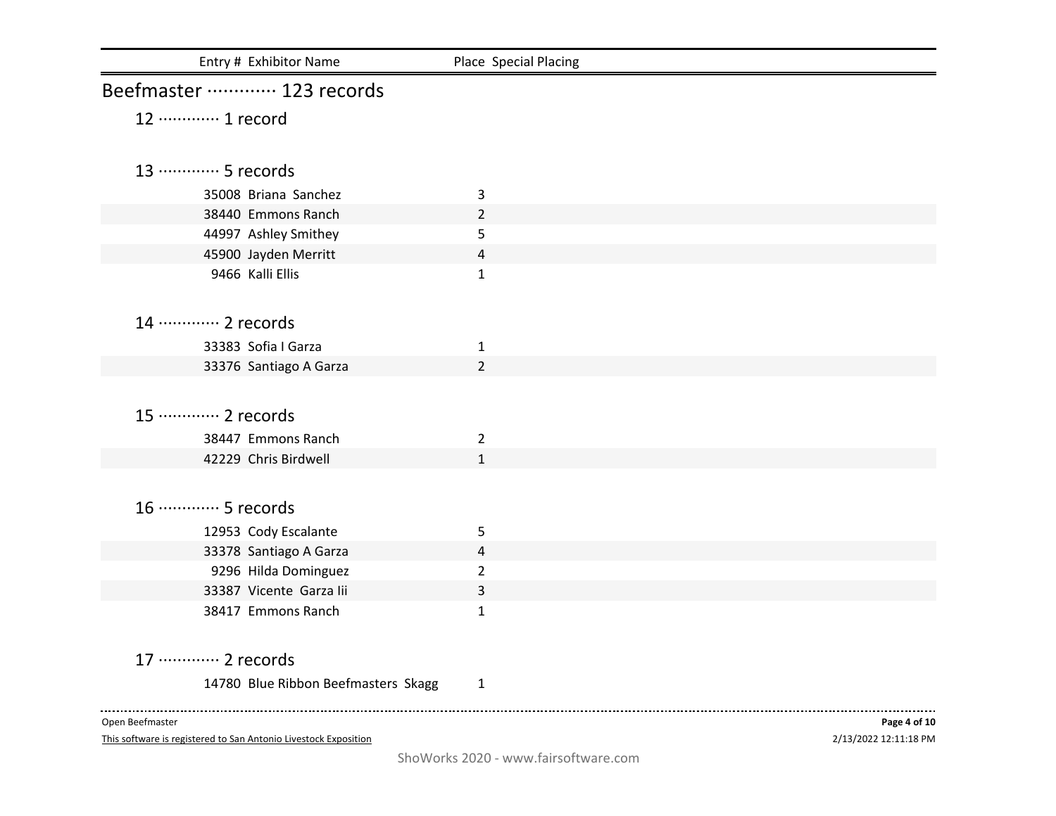| Entry # | Exhibitor Name | Place | Special Placing |
|---|---|---|---|

## Beefmaster ············· 123 records

### 12 ············· 1 record

### 13 ············· 5 records

| Entry # | Exhibitor Name | Place | Special Placing |
|---|---|---|---|
| 35008 | Briana Sanchez | 3 | |
| 38440 | Emmons Ranch | 2 | |
| 44997 | Ashley Smithey | 5 | |
| 45900 | Jayden Merritt | 4 | |
| 9466 | Kalli Ellis | 1 | |

### 14 ············· 2 records

| Entry # | Exhibitor Name | Place | Special Placing |
|---|---|---|---|
| 33383 | Sofia I Garza | 1 | |
| 33376 | Santiago A Garza | 2 | |

### 15 ············· 2 records

| Entry # | Exhibitor Name | Place | Special Placing |
|---|---|---|---|
| 38447 | Emmons Ranch | 2 | |
| 42229 | Chris Birdwell | 1 | |

### 16 ············· 5 records

| Entry # | Exhibitor Name | Place | Special Placing |
|---|---|---|---|
| 12953 | Cody Escalante | 5 | |
| 33378 | Santiago A Garza | 4 | |
| 9296 | Hilda Dominguez | 2 | |
| 33387 | Vicente Garza Iii | 3 | |
| 38417 | Emmons Ranch | 1 | |

### 17 ············· 2 records

| Entry # | Exhibitor Name | Place | Special Placing |
|---|---|---|---|
| 14780 | Blue Ribbon Beefmasters Skagg | 1 | |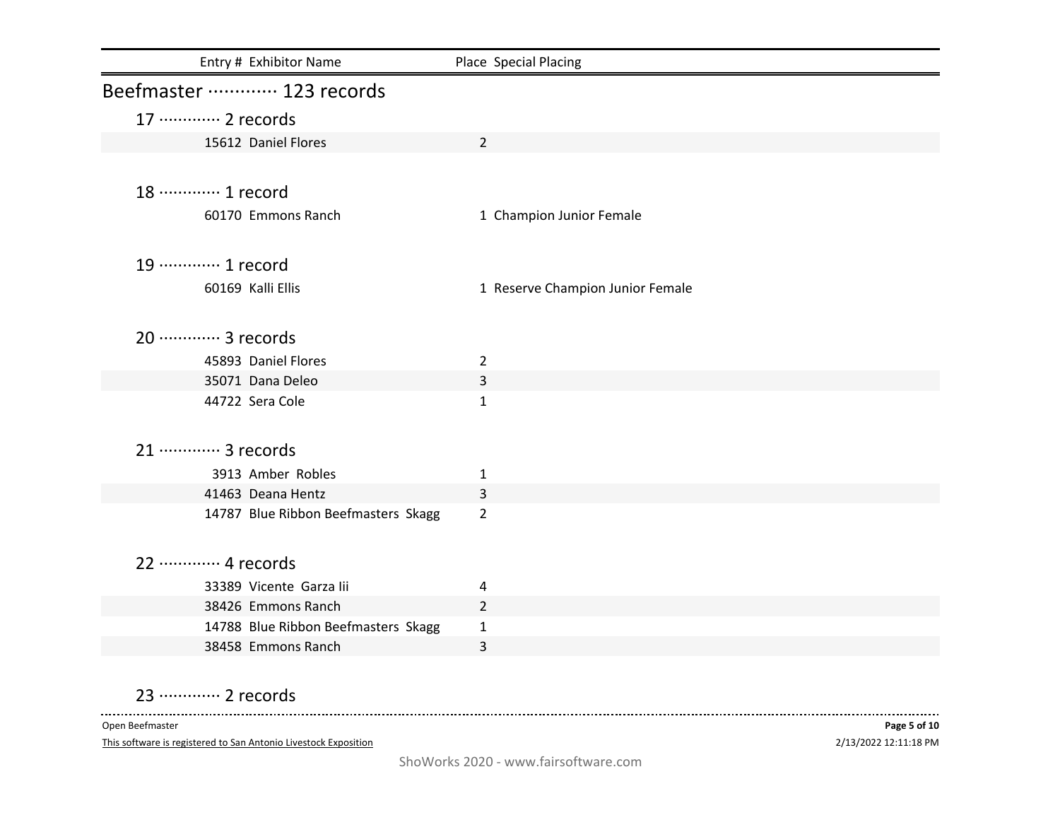| Entry # | Exhibitor Name | Place | Special Placing |
|---|---|---|---|

## Beefmaster ············· 123 records

### 17 ············· 2 records

| Entry # | Exhibitor Name | Place | Special Placing |
|---|---|---|---|
| 15612 | Daniel Flores | 2 | |

### 18 ············· 1 record

| Entry # | Exhibitor Name | Place | Special Placing |
|---|---|---|---|
| 60170 | Emmons Ranch | 1 | Champion Junior Female |

### 19 ············· 1 record

| Entry # | Exhibitor Name | Place | Special Placing |
|---|---|---|---|
| 60169 | Kalli Ellis | 1 | Reserve Champion Junior Female |

### 20 ············· 3 records

| Entry # | Exhibitor Name | Place | Special Placing |
|---|---|---|---|
| 45893 | Daniel Flores | 2 | |
| 35071 | Dana Deleo | 3 | |
| 44722 | Sera Cole | 1 | |

### 21 ············· 3 records

| Entry # | Exhibitor Name | Place | Special Placing |
|---|---|---|---|
| 3913 | Amber Robles | 1 | |
| 41463 | Deana Hentz | 3 | |
| 14787 | Blue Ribbon Beefmasters Skagg | 2 | |

### 22 ············· 4 records

| Entry # | Exhibitor Name | Place | Special Placing |
|---|---|---|---|
| 33389 | Vicente Garza Iii | 4 | |
| 38426 | Emmons Ranch | 2 | |
| 14788 | Blue Ribbon Beefmasters Skagg | 1 | |
| 38458 | Emmons Ranch | 3 | |

### 23 ············· 2 records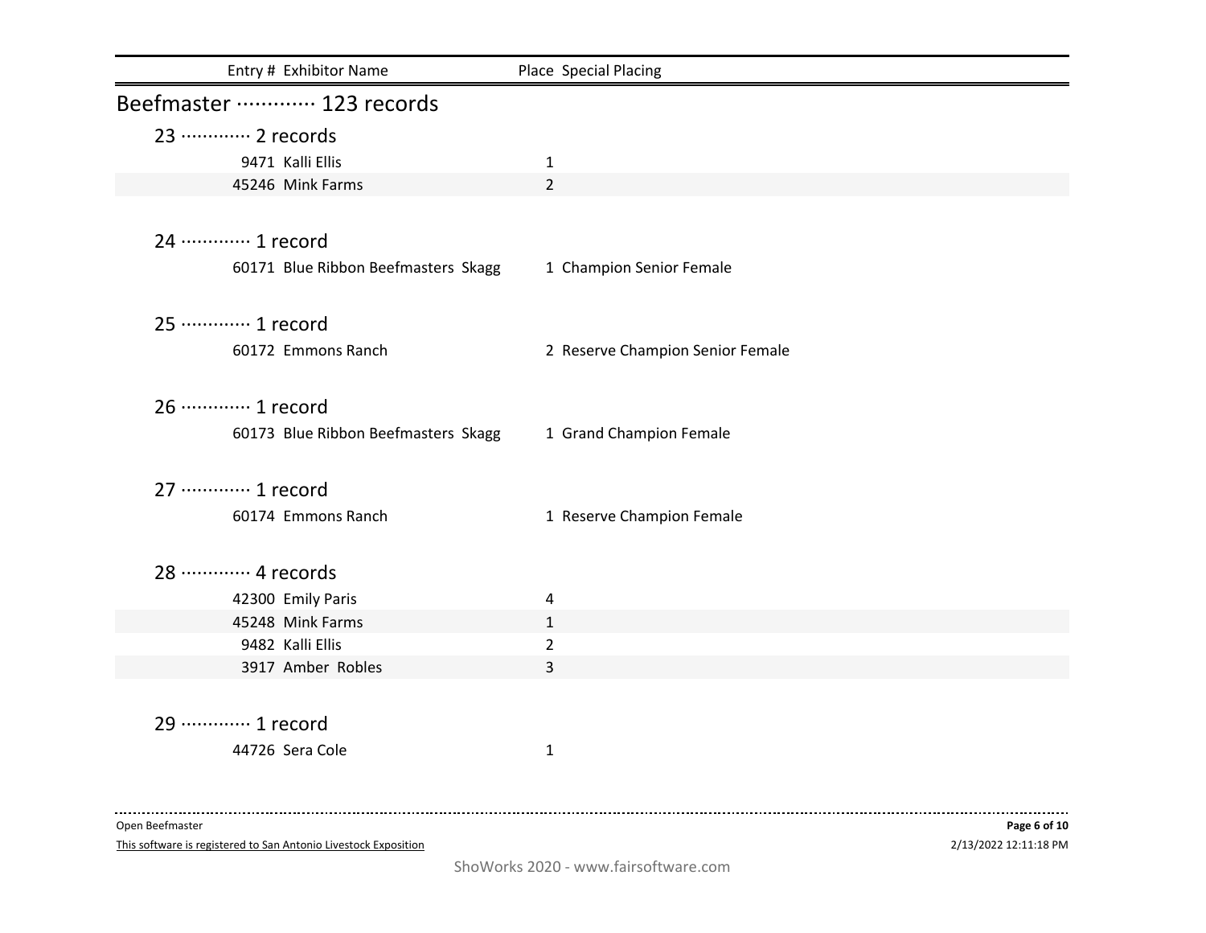| Entry # | Exhibitor Name | Place | Special Placing |
|---|---|---|---|

## Beefmaster ············ 123 records

### 23 ············ 2 records

| Entry # | Exhibitor Name | Place | Special Placing |
|---|---|---|---|
| 9471 | Kalli Ellis | 1 | |
| 45246 | Mink Farms | 2 | |

### 24 ············ 1 record

| Entry # | Exhibitor Name | Place | Special Placing |
|---|---|---|---|
| 60171 | Blue Ribbon Beefmasters Skagg | 1 | Champion Senior Female |

### 25 ············ 1 record

| Entry # | Exhibitor Name | Place | Special Placing |
|---|---|---|---|
| 60172 | Emmons Ranch | 2 | Reserve Champion Senior Female |

### 26 ············ 1 record

| Entry # | Exhibitor Name | Place | Special Placing |
|---|---|---|---|
| 60173 | Blue Ribbon Beefmasters Skagg | 1 | Grand Champion Female |

### 27 ············ 1 record

| Entry # | Exhibitor Name | Place | Special Placing |
|---|---|---|---|
| 60174 | Emmons Ranch | 1 | Reserve Champion Female |

### 28 ············ 4 records

| Entry # | Exhibitor Name | Place | Special Placing |
|---|---|---|---|
| 42300 | Emily Paris | 4 | |
| 45248 | Mink Farms | 1 | |
| 9482 | Kalli Ellis | 2 | |
| 3917 | Amber Robles | 3 | |

### 29 ············ 1 record

| Entry # | Exhibitor Name | Place | Special Placing |
|---|---|---|---|
| 44726 | Sera Cole | 1 | |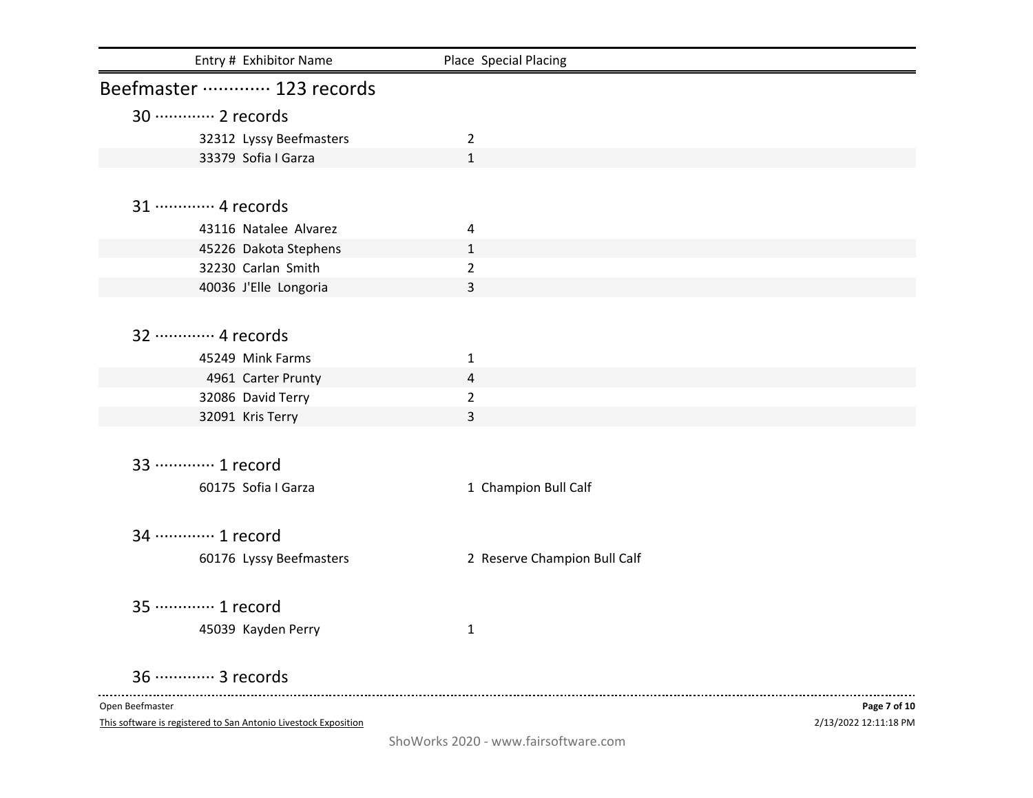| Entry # | Exhibitor Name | Place | Special Placing |
|---|---|---|---|

## Beefmaster ············· 123 records

### 30 ············· 2 records

| Entry # | Exhibitor Name | Place | Special Placing |
|---|---|---|---|
| 32312 | Lyssy Beefmasters | 2 | |
| 33379 | Sofia I Garza | 1 | |

### 31 ············· 4 records

| Entry # | Exhibitor Name | Place | Special Placing |
|---|---|---|---|
| 43116 | Natalee Alvarez | 4 | |
| 45226 | Dakota Stephens | 1 | |
| 32230 | Carlan Smith | 2 | |
| 40036 | J'Elle Longoria | 3 | |

### 32 ············· 4 records

| Entry # | Exhibitor Name | Place | Special Placing |
|---|---|---|---|
| 45249 | Mink Farms | 1 | |
| 4961 | Carter Prunty | 4 | |
| 32086 | David Terry | 2 | |
| 32091 | Kris Terry | 3 | |

### 33 ············· 1 record

| Entry # | Exhibitor Name | Place | Special Placing |
|---|---|---|---|
| 60175 | Sofia I Garza | 1 | Champion Bull Calf |

### 34 ············· 1 record

| Entry # | Exhibitor Name | Place | Special Placing |
|---|---|---|---|
| 60176 | Lyssy Beefmasters | 2 | Reserve Champion Bull Calf |

### 35 ············· 1 record

| Entry # | Exhibitor Name | Place | Special Placing |
|---|---|---|---|
| 45039 | Kayden Perry | 1 | |

### 36 ············· 3 records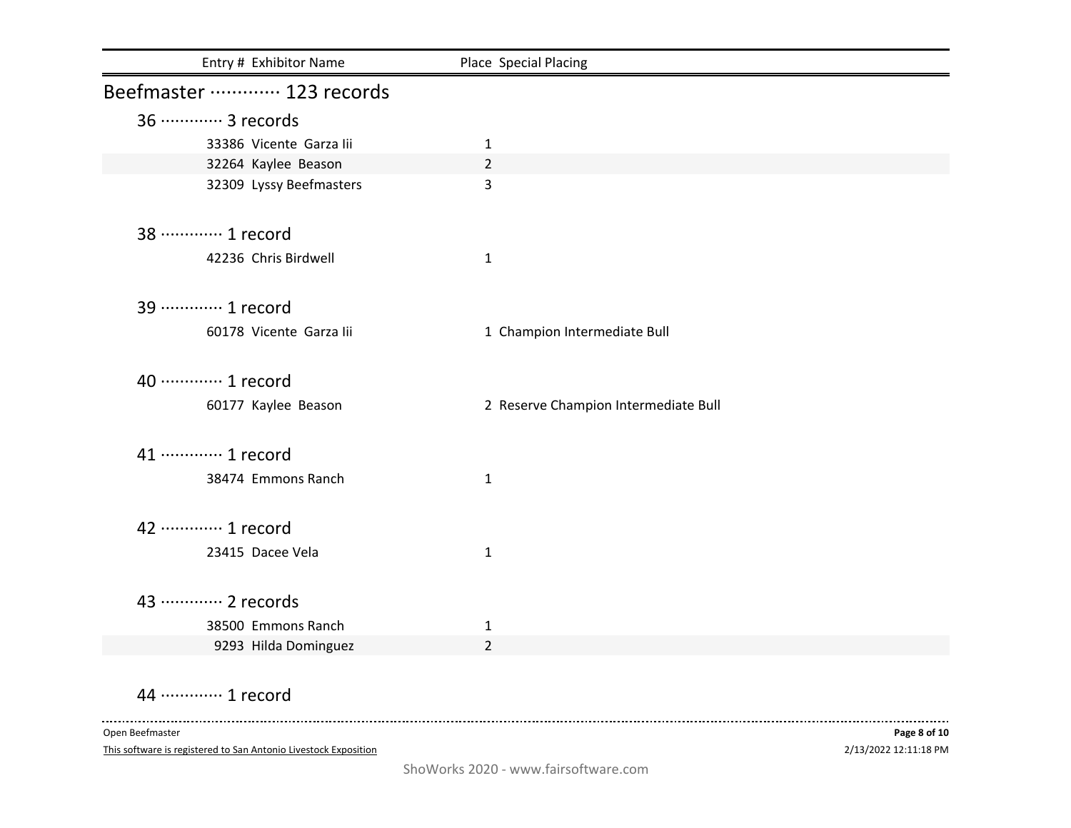| Entry # | Exhibitor Name | Place | Special Placing |
|---|---|---|---|

## Beefmaster ············· 123 records

### 36 ············· 3 records

| Entry # | Exhibitor Name | Place | Special Placing |
|---|---|---|---|
| 33386 | Vicente Garza Iii | 1 | |
| 32264 | Kaylee Beason | 2 | |
| 32309 | Lyssy Beefmasters | 3 | |

### 38 ············· 1 record

| Entry # | Exhibitor Name | Place | Special Placing |
|---|---|---|---|
| 42236 | Chris Birdwell | 1 | |

### 39 ············· 1 record

| Entry # | Exhibitor Name | Place | Special Placing |
|---|---|---|---|
| 60178 | Vicente Garza Iii | 1 | Champion Intermediate Bull |

### 40 ············· 1 record

| Entry # | Exhibitor Name | Place | Special Placing |
|---|---|---|---|
| 60177 | Kaylee Beason | 2 | Reserve Champion Intermediate Bull |

### 41 ············· 1 record

| Entry # | Exhibitor Name | Place | Special Placing |
|---|---|---|---|
| 38474 | Emmons Ranch | 1 | |

### 42 ············· 1 record

| Entry # | Exhibitor Name | Place | Special Placing |
|---|---|---|---|
| 23415 | Dacee Vela | 1 | |

### 43 ············· 2 records

| Entry # | Exhibitor Name | Place | Special Placing |
|---|---|---|---|
| 38500 | Emmons Ranch | 1 | |
| 9293 | Hilda Dominguez | 2 | |

### 44 ············· 1 record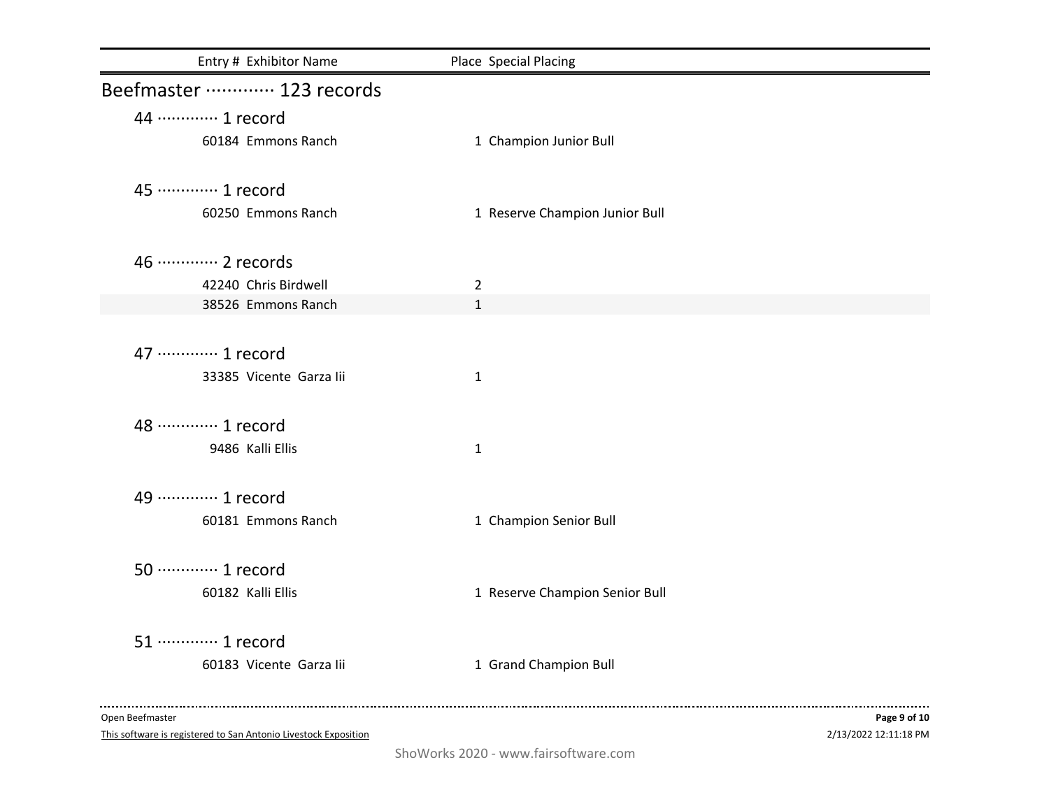| Entry # | Exhibitor Name | Place | Special Placing |
|---|---|---|---|

## Beefmaster ············· 123 records

### 44 ············· 1 record

| Entry # | Exhibitor Name | Place | Special Placing |
|---|---|---|---|
| 60184 | Emmons Ranch | 1 | Champion Junior Bull |

### 45 ············· 1 record

| Entry # | Exhibitor Name | Place | Special Placing |
|---|---|---|---|
| 60250 | Emmons Ranch | 1 | Reserve Champion Junior Bull |

### 46 ············· 2 records

| Entry # | Exhibitor Name | Place | Special Placing |
|---|---|---|---|
| 42240 | Chris Birdwell | 2 | |
| 38526 | Emmons Ranch | 1 | |

### 47 ············· 1 record

| Entry # | Exhibitor Name | Place | Special Placing |
|---|---|---|---|
| 33385 | Vicente Garza Iii | 1 | |

### 48 ············· 1 record

| Entry # | Exhibitor Name | Place | Special Placing |
|---|---|---|---|
| 9486 | Kalli Ellis | 1 | |

### 49 ············· 1 record

| Entry # | Exhibitor Name | Place | Special Placing |
|---|---|---|---|
| 60181 | Emmons Ranch | 1 | Champion Senior Bull |

### 50 ············· 1 record

| Entry # | Exhibitor Name | Place | Special Placing |
|---|---|---|---|
| 60182 | Kalli Ellis | 1 | Reserve Champion Senior Bull |

### 51 ············· 1 record

| Entry # | Exhibitor Name | Place | Special Placing |
|---|---|---|---|
| 60183 | Vicente Garza Iii | 1 | Grand Champion Bull |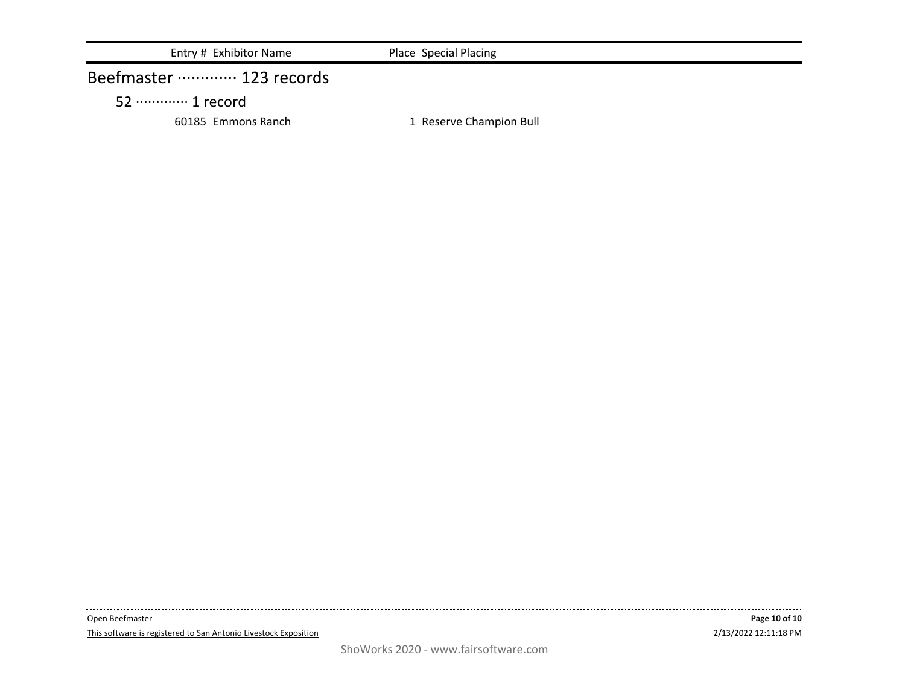| Entry # | Exhibitor Name | Place | Special Placing |
| --- | --- | --- | --- |

## Beefmaster ············· 123 records

### 52 ············· 1 record

| Entry # | Exhibitor Name | Place | Special Placing |
| --- | --- | --- | --- |
| 60185 | Emmons Ranch | 1 | Reserve Champion Bull |